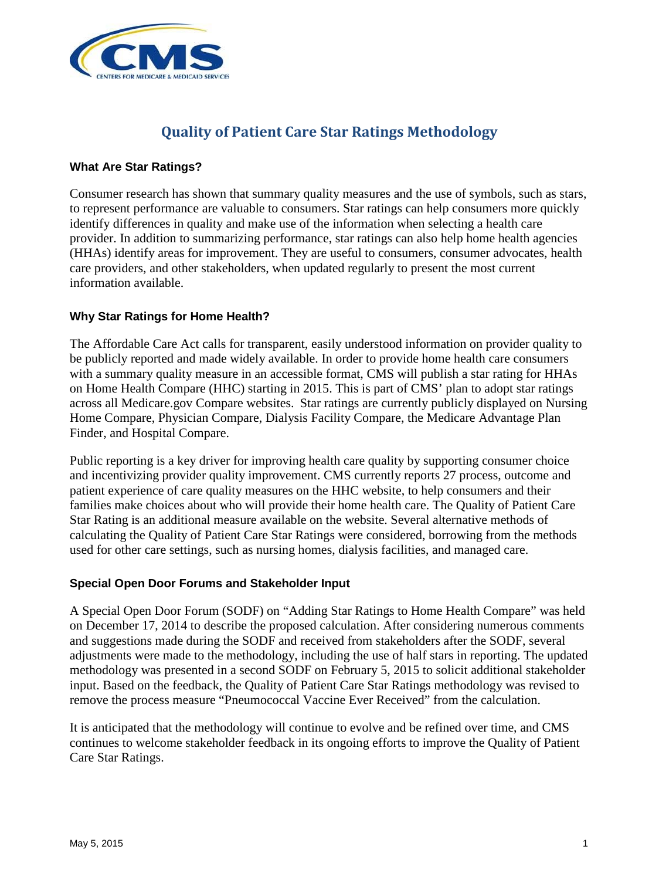# Quality of Patient Care Star Ratings Methodology

## What Are Star Ratings?

Consumer research has shown that summary quality measures and the use of symbols, such as stars, to represent performance are valuable to consumers. Star ratings can help consumers more quickly identify differences in quality and make use of the information when selecting a health care provider. In addition to summarizing performance, star ratings can also help home health agencies (HHAs) identify areas for improvement. They are useful to consumers, consumer advocates, health care providers, and other stakeholders, when updated regularly to present the most current information available.

## Why Star Ratings for Home Health?

The Affordable Care Act calls for transparent, easily understood information on provider quality to be publicly reported and made widely available. In order to provide home health care consumers with a summary quality measure in an accessible format, CMS will publish a star rating for HHAs on Home Health Compare (HHC) starting in 2015. This is part of CMS' plan to adopt star ratings across all Medicare.gov Compare websites. Star ratings are currently publicly displayed on Nursing Home Compare, Physician Compare, Dialysis Facility Compare, the Medicare Advantage Plan Finder, and Hospital Compare.

Public reporting is a key driver for improving health care quality by supporting consumer choice and incentivizing provider quality improvement. CMS currently reports 27 process, outcome and patient experience of care quality measures on the HHC website, to help consumers and their families make choices about who will provide their home health care. The Quality of Patient Care Star Rating is an additional measure available on the website. Several alternative methods of calculating the Quality of Patient Care Star Ratings were considered, borrowing from the methods used for other care settings, such as nursing homes, dialysis facilities, and managed care.

## Special Open Door Forums and Stakeholder Input

A Special Open Door Forum (SODF) on "Adding Star Ratings to Home Health Compare" was held on December 17, 2014 to describe the proposed calculation. After considering numerous comments and suggestions made during the SODF and received from stakeholders after the SODF, several adjustments were made to the methodology, including the use of half stars in reporting. The updated methodology was presented in a second SODF on February 5, 2015 to solicit additional stakeholder input. Based on the feedback, the Quality of Patient Care Star Ratings methodology was revised to remove the process measure "Pneumococcal Vaccine Ever Received" from the calculation.

It is anticipated that the methodology will continue to evolve and be refined over time, and CMS continues to welcome stakeholder feedback in its ongoing efforts to improve the Quality of Patient Care Star Ratings.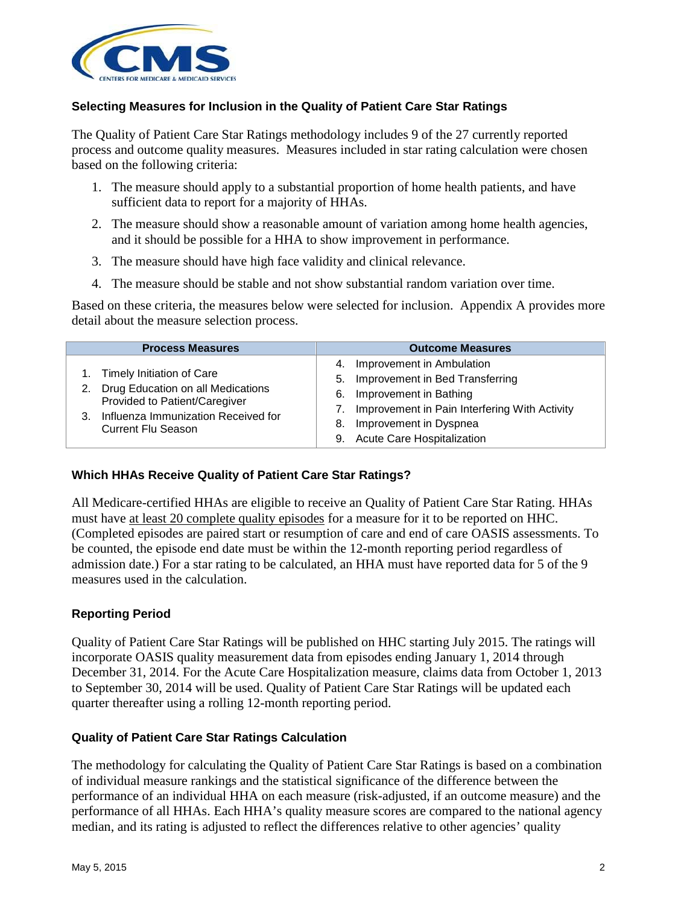### Selecting Measures for Inclusion in the Quality of Patient Care Star Ratings

The Quality of Patient Care Star Ratings methodology includes 9 of the 27 currently reported process and outcome quality measures. Measures included in star rating calculation were chosen based on the following criteria:

1. The measure should apply to a substantial proportion of home health patients, and have sufficient data to report for a majority of HHAs.
2. The measure should show a reasonable amount of variation among home health agencies, and it should be possible for a HHA to show improvement in performance.
3. The measure should have high face validity and clinical relevance.
4. The measure should be stable and not show substantial random variation over time.

Based on these criteria, the measures below were selected for inclusion. Appendix A provides more detail about the measure selection process.

| Process Measures | Outcome Measures |
| --- | --- |
| 1. Timely Initiation of Care<br>2. Drug Education on all Medications Provided to Patient/Caregiver<br>3. Influenza Immunization Received for Current Flu Season | 4. Improvement in Ambulation<br>5. Improvement in Bed Transferring<br>6. Improvement in Bathing<br>7. Improvement in Pain Interfering With Activity<br>8. Improvement in Dyspnea<br>9. Acute Care Hospitalization |

### Which HHAs Receive Quality of Patient Care Star Ratings?

All Medicare-certified HHAs are eligible to receive an Quality of Patient Care Star Rating. HHAs must have at least 20 complete quality episodes for a measure for it to be reported on HHC. (Completed episodes are paired start or resumption of care and end of care OASIS assessments. To be counted, the episode end date must be within the 12-month reporting period regardless of admission date.) For a star rating to be calculated, an HHA must have reported data for 5 of the 9 measures used in the calculation.

### Reporting Period

Quality of Patient Care Star Ratings will be published on HHC starting July 2015. The ratings will incorporate OASIS quality measurement data from episodes ending January 1, 2014 through December 31, 2014. For the Acute Care Hospitalization measure, claims data from October 1, 2013 to September 30, 2014 will be used. Quality of Patient Care Star Ratings will be updated each quarter thereafter using a rolling 12-month reporting period.

### Quality of Patient Care Star Ratings Calculation

The methodology for calculating the Quality of Patient Care Star Ratings is based on a combination of individual measure rankings and the statistical significance of the difference between the performance of an individual HHA on each measure (risk-adjusted, if an outcome measure) and the performance of all HHAs. Each HHA's quality measure scores are compared to the national agency median, and its rating is adjusted to reflect the differences relative to other agencies' quality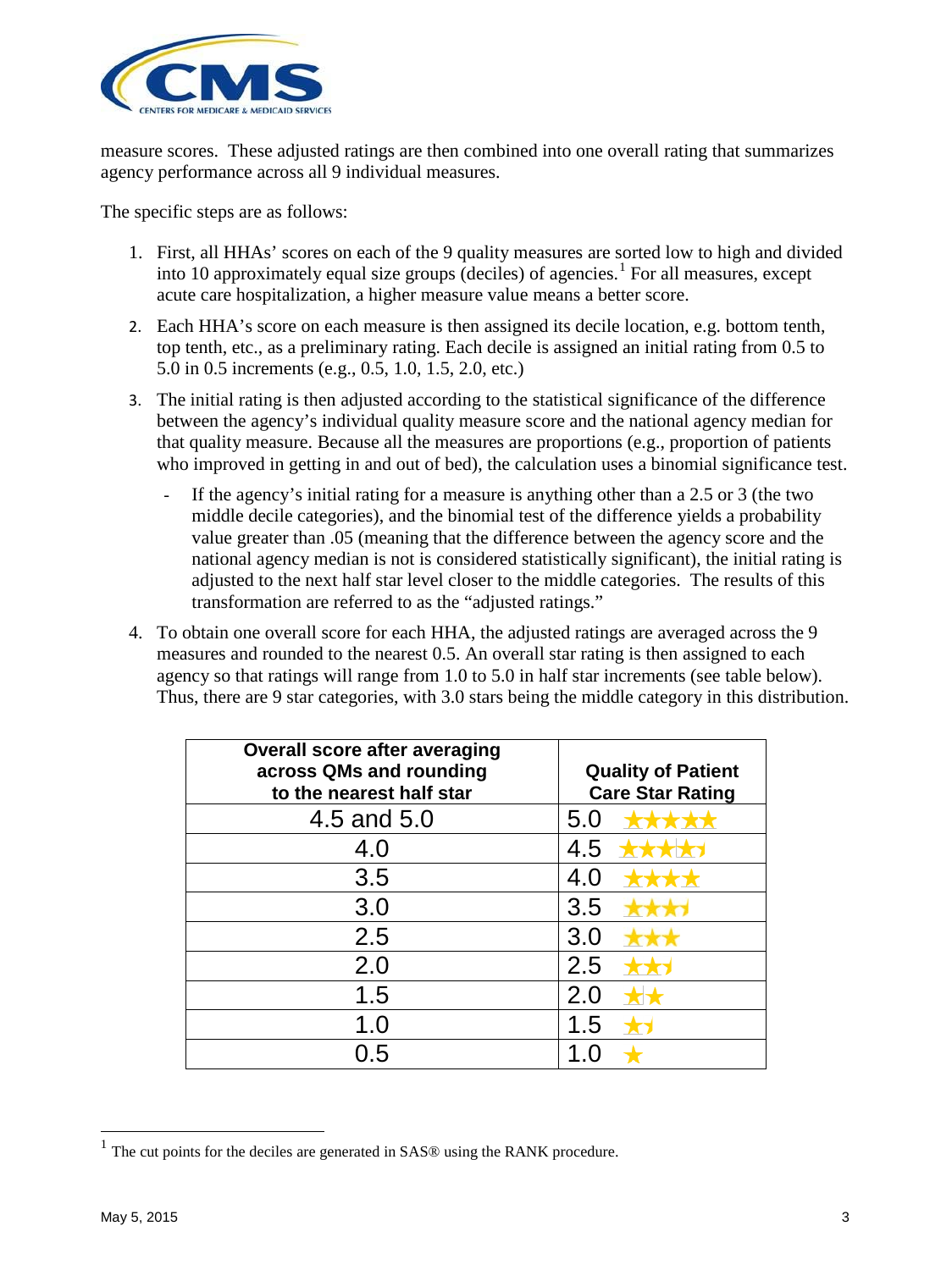measure scores. These adjusted ratings are then combined into one overall rating that summarizes agency performance across all 9 individual measures.

The specific steps are as follows:

1. First, all HHAs' scores on each of the 9 quality measures are sorted low to high and divided into 10 approximately equal size groups (deciles) of agencies.[1] For all measures, except acute care hospitalization, a higher measure value means a better score.
2. Each HHA's score on each measure is then assigned its decile location, e.g. bottom tenth, top tenth, etc., as a preliminary rating. Each decile is assigned an initial rating from 0.5 to 5.0 in 0.5 increments (e.g., 0.5, 1.0, 1.5, 2.0, etc.)
3. The initial rating is then adjusted according to the statistical significance of the difference between the agency's individual quality measure score and the national agency median for that quality measure. Because all the measures are proportions (e.g., proportion of patients who improved in getting in and out of bed), the calculation uses a binomial significance test.
   - If the agency's initial rating for a measure is anything other than a 2.5 or 3 (the two middle decile categories), and the binomial test of the difference yields a probability value greater than .05 (meaning that the difference between the agency score and the national agency median is not is considered statistically significant), the initial rating is adjusted to the next half star level closer to the middle categories. The results of this transformation are referred to as the "adjusted ratings."
4. To obtain one overall score for each HHA, the adjusted ratings are averaged across the 9 measures and rounded to the nearest 0.5. An overall star rating is then assigned to each agency so that ratings will range from 1.0 to 5.0 in half star increments (see table below). Thus, there are 9 star categories, with 3.0 stars being the middle category in this distribution.

| Overall score after averaging across QMs and rounding to the nearest half star | Quality of Patient Care Star Rating |
|---|---|
| 4.5 and 5.0 | 5.0 ★★★★★ |
| 4.0 | 4.5 ★★★★½ |
| 3.5 | 4.0 ★★★★ |
| 3.0 | 3.5 ★★★½ |
| 2.5 | 3.0 ★★★ |
| 2.0 | 2.5 ★★½ |
| 1.5 | 2.0 ★★ |
| 1.0 | 1.5 ★½ |
| 0.5 | 1.0 ★ |

[1] The cut points for the deciles are generated in SAS® using the RANK procedure.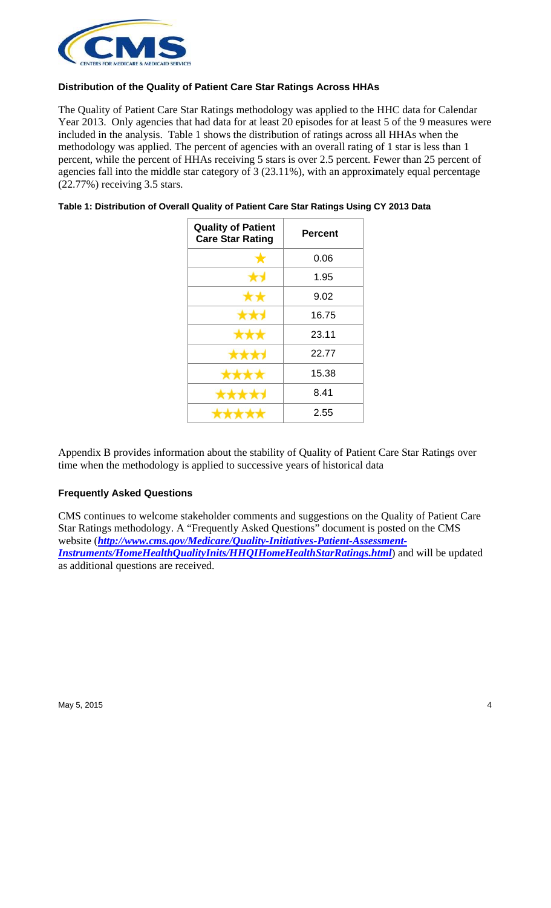### Distribution of the Quality of Patient Care Star Ratings Across HHAs

The Quality of Patient Care Star Ratings methodology was applied to the HHC data for Calendar Year 2013. Only agencies that had data for at least 20 episodes for at least 5 of the 9 measures were included in the analysis. Table 1 shows the distribution of ratings across all HHAs when the methodology was applied. The percent of agencies with an overall rating of 1 star is less than 1 percent, while the percent of HHAs receiving 5 stars is over 2.5 percent. Fewer than 25 percent of agencies fall into the middle star category of 3 (23.11%), with an approximately equal percentage (22.77%) receiving 3.5 stars.

**Table 1: Distribution of Overall Quality of Patient Care Star Ratings Using CY 2013 Data**

| Quality of Patient Care Star Rating | Percent |
|---|---|
| ★ | 0.06 |
| ★½ | 1.95 |
| ★★ | 9.02 |
| ★★½ | 16.75 |
| ★★★ | 23.11 |
| ★★★½ | 22.77 |
| ★★★★ | 15.38 |
| ★★★★½ | 8.41 |
| ★★★★★ | 2.55 |

Appendix B provides information about the stability of Quality of Patient Care Star Ratings over time when the methodology is applied to successive years of historical data

### Frequently Asked Questions

CMS continues to welcome stakeholder comments and suggestions on the Quality of Patient Care Star Ratings methodology. A "Frequently Asked Questions" document is posted on the CMS website (***http://www.cms.gov/Medicare/Quality-Initiatives-Patient-Assessment-Instruments/HomeHealthQualityInits/HHQIHomeHealthStarRatings.html***) and will be updated as additional questions are received.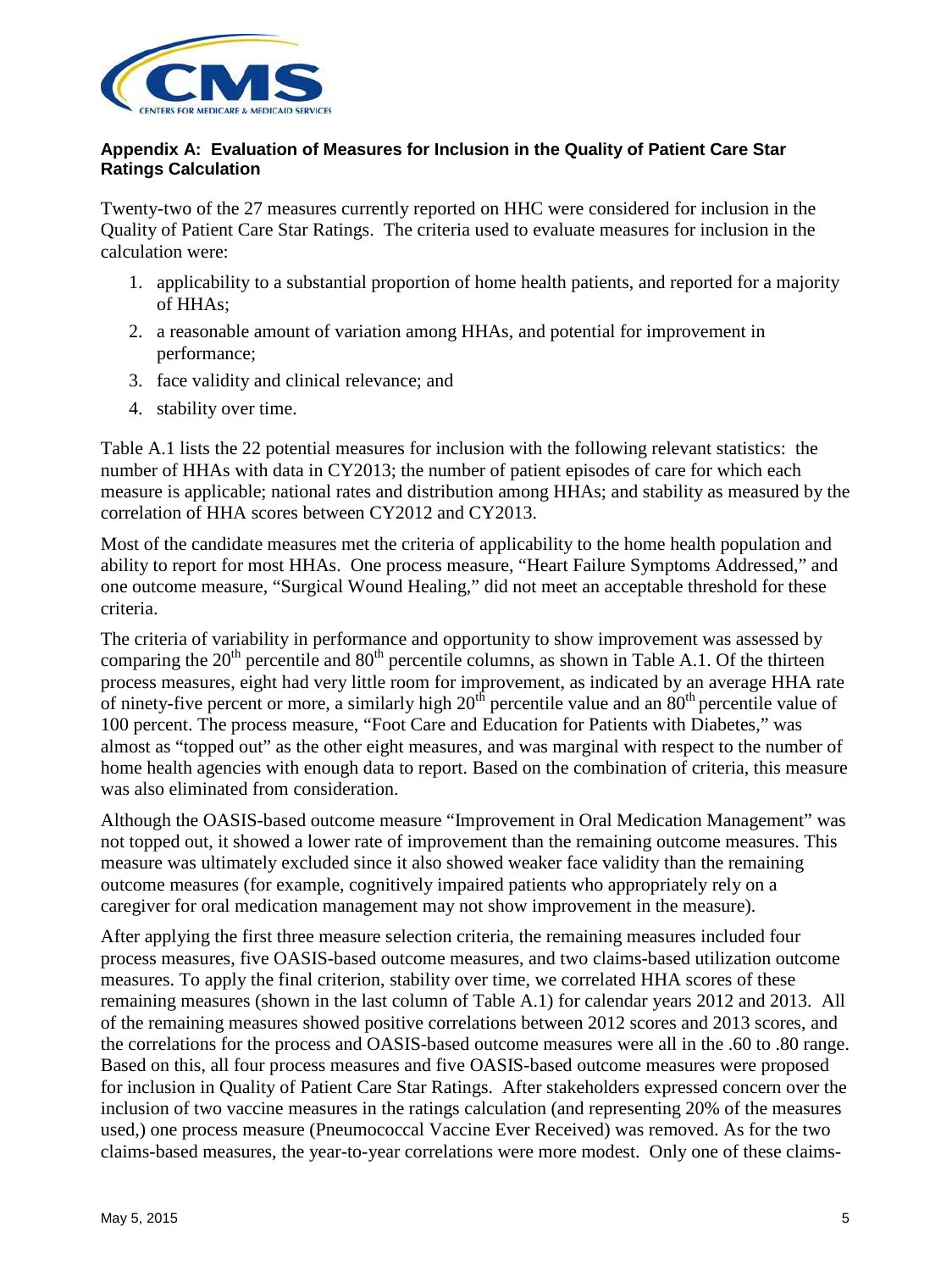### Appendix A: Evaluation of Measures for Inclusion in the Quality of Patient Care Star Ratings Calculation

Twenty-two of the 27 measures currently reported on HHC were considered for inclusion in the Quality of Patient Care Star Ratings. The criteria used to evaluate measures for inclusion in the calculation were:

1. applicability to a substantial proportion of home health patients, and reported for a majority of HHAs;
2. a reasonable amount of variation among HHAs, and potential for improvement in performance;
3. face validity and clinical relevance; and
4. stability over time.

Table A.1 lists the 22 potential measures for inclusion with the following relevant statistics: the number of HHAs with data in CY2013; the number of patient episodes of care for which each measure is applicable; national rates and distribution among HHAs; and stability as measured by the correlation of HHA scores between CY2012 and CY2013.

Most of the candidate measures met the criteria of applicability to the home health population and ability to report for most HHAs. One process measure, "Heart Failure Symptoms Addressed," and one outcome measure, "Surgical Wound Healing," did not meet an acceptable threshold for these criteria.

The criteria of variability in performance and opportunity to show improvement was assessed by comparing the 20th percentile and 80th percentile columns, as shown in Table A.1. Of the thirteen process measures, eight had very little room for improvement, as indicated by an average HHA rate of ninety-five percent or more, a similarly high 20th percentile value and an 80th percentile value of 100 percent. The process measure, "Foot Care and Education for Patients with Diabetes," was almost as "topped out" as the other eight measures, and was marginal with respect to the number of home health agencies with enough data to report. Based on the combination of criteria, this measure was also eliminated from consideration.

Although the OASIS-based outcome measure "Improvement in Oral Medication Management" was not topped out, it showed a lower rate of improvement than the remaining outcome measures. This measure was ultimately excluded since it also showed weaker face validity than the remaining outcome measures (for example, cognitively impaired patients who appropriately rely on a caregiver for oral medication management may not show improvement in the measure).

After applying the first three measure selection criteria, the remaining measures included four process measures, five OASIS-based outcome measures, and two claims-based utilization outcome measures. To apply the final criterion, stability over time, we correlated HHA scores of these remaining measures (shown in the last column of Table A.1) for calendar years 2012 and 2013. All of the remaining measures showed positive correlations between 2012 scores and 2013 scores, and the correlations for the process and OASIS-based outcome measures were all in the .60 to .80 range. Based on this, all four process measures and five OASIS-based outcome measures were proposed for inclusion in Quality of Patient Care Star Ratings. After stakeholders expressed concern over the inclusion of two vaccine measures in the ratings calculation (and representing 20% of the measures used,) one process measure (Pneumococcal Vaccine Ever Received) was removed. As for the two claims-based measures, the year-to-year correlations were more modest. Only one of these claims-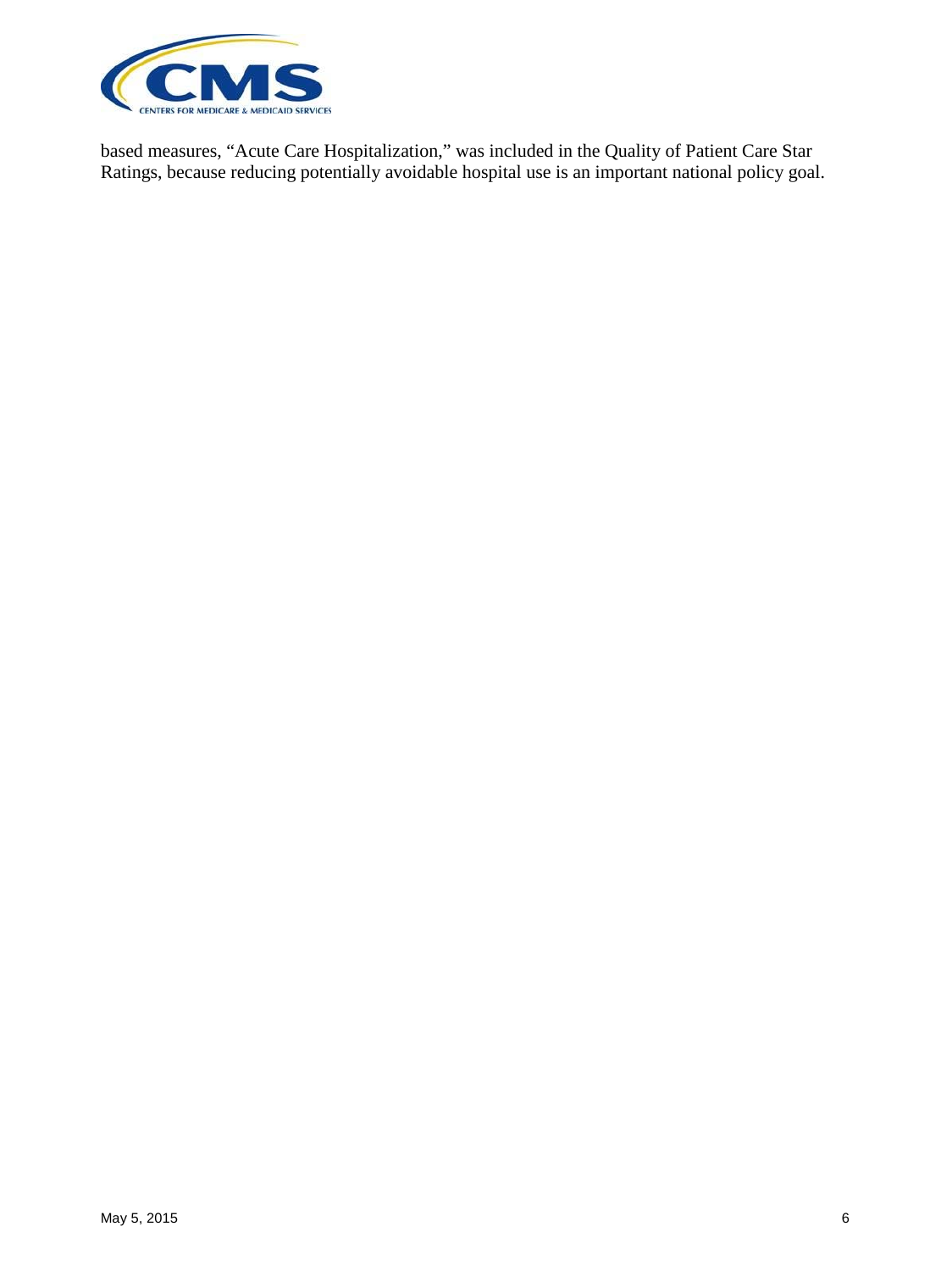based measures, “Acute Care Hospitalization,” was included in the Quality of Patient Care Star Ratings, because reducing potentially avoidable hospital use is an important national policy goal.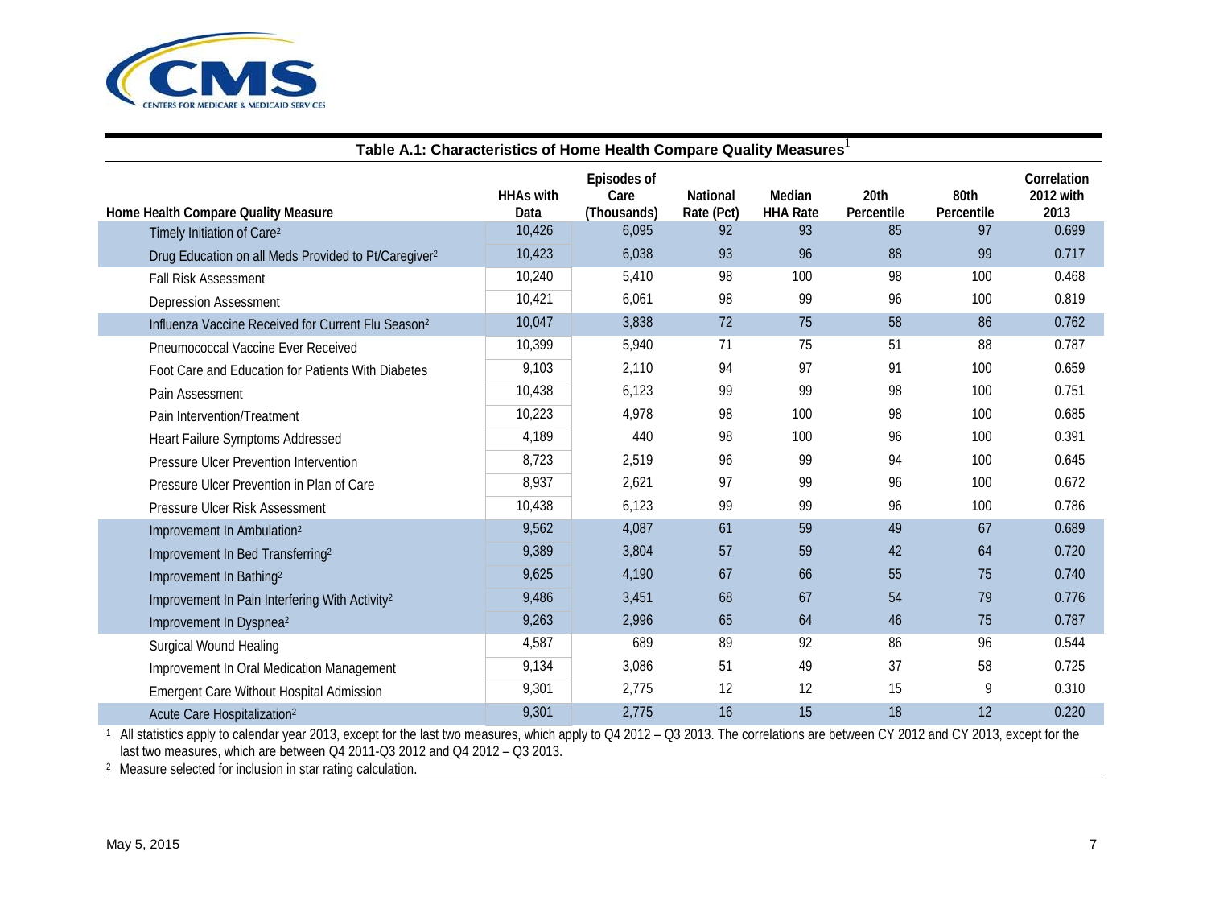**Table A.1: Characteristics of Home Health Compare Quality Measures**[1]

| Home Health Compare Quality Measure | HHAs with Data | Episodes of Care (Thousands) | National Rate (Pct) | Median HHA Rate | 20th Percentile | 80th Percentile | Correlation 2012 with 2013 |
|---|---|---|---|---|---|---|---|
| Timely Initiation of Care[2] | 10,426 | 6,095 | 92 | 93 | 85 | 97 | 0.699 |
| Drug Education on all Meds Provided to Pt/Caregiver[2] | 10,423 | 6,038 | 93 | 96 | 88 | 99 | 0.717 |
| Fall Risk Assessment | 10,240 | 5,410 | 98 | 100 | 98 | 100 | 0.468 |
| Depression Assessment | 10,421 | 6,061 | 98 | 99 | 96 | 100 | 0.819 |
| Influenza Vaccine Received for Current Flu Season[2] | 10,047 | 3,838 | 72 | 75 | 58 | 86 | 0.762 |
| Pneumococcal Vaccine Ever Received | 10,399 | 5,940 | 71 | 75 | 51 | 88 | 0.787 |
| Foot Care and Education for Patients With Diabetes | 9,103 | 2,110 | 94 | 97 | 91 | 100 | 0.659 |
| Pain Assessment | 10,438 | 6,123 | 99 | 99 | 98 | 100 | 0.751 |
| Pain Intervention/Treatment | 10,223 | 4,978 | 98 | 100 | 98 | 100 | 0.685 |
| Heart Failure Symptoms Addressed | 4,189 | 440 | 98 | 100 | 96 | 100 | 0.391 |
| Pressure Ulcer Prevention Intervention | 8,723 | 2,519 | 96 | 99 | 94 | 100 | 0.645 |
| Pressure Ulcer Prevention in Plan of Care | 8,937 | 2,621 | 97 | 99 | 96 | 100 | 0.672 |
| Pressure Ulcer Risk Assessment | 10,438 | 6,123 | 99 | 99 | 96 | 100 | 0.786 |
| Improvement In Ambulation[2] | 9,562 | 4,087 | 61 | 59 | 49 | 67 | 0.689 |
| Improvement In Bed Transferring[2] | 9,389 | 3,804 | 57 | 59 | 42 | 64 | 0.720 |
| Improvement In Bathing[2] | 9,625 | 4,190 | 67 | 66 | 55 | 75 | 0.740 |
| Improvement In Pain Interfering With Activity[2] | 9,486 | 3,451 | 68 | 67 | 54 | 79 | 0.776 |
| Improvement In Dyspnea[2] | 9,263 | 2,996 | 65 | 64 | 46 | 75 | 0.787 |
| Surgical Wound Healing | 4,587 | 689 | 89 | 92 | 86 | 96 | 0.544 |
| Improvement In Oral Medication Management | 9,134 | 3,086 | 51 | 49 | 37 | 58 | 0.725 |
| Emergent Care Without Hospital Admission | 9,301 | 2,775 | 12 | 12 | 15 | 9 | 0.310 |
| Acute Care Hospitalization[2] | 9,301 | 2,775 | 16 | 15 | 18 | 12 | 0.220 |

[1] All statistics apply to calendar year 2013, except for the last two measures, which apply to Q4 2012 – Q3 2013. The correlations are between CY 2012 and CY 2013, except for the last two measures, which are between Q4 2011-Q3 2012 and Q4 2012 – Q3 2013.

[2] Measure selected for inclusion in star rating calculation.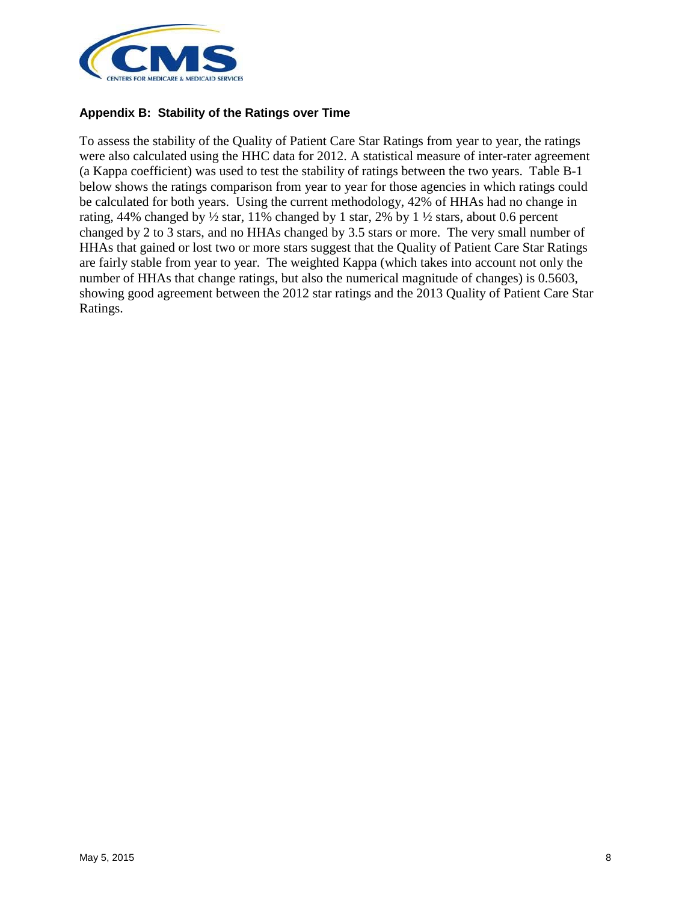### Appendix B: Stability of the Ratings over Time

To assess the stability of the Quality of Patient Care Star Ratings from year to year, the ratings were also calculated using the HHC data for 2012. A statistical measure of inter-rater agreement (a Kappa coefficient) was used to test the stability of ratings between the two years. Table B-1 below shows the ratings comparison from year to year for those agencies in which ratings could be calculated for both years. Using the current methodology, 42% of HHAs had no change in rating, 44% changed by ½ star, 11% changed by 1 star, 2% by 1 ½ stars, about 0.6 percent changed by 2 to 3 stars, and no HHAs changed by 3.5 stars or more. The very small number of HHAs that gained or lost two or more stars suggest that the Quality of Patient Care Star Ratings are fairly stable from year to year. The weighted Kappa (which takes into account not only the number of HHAs that change ratings, but also the numerical magnitude of changes) is 0.5603, showing good agreement between the 2012 star ratings and the 2013 Quality of Patient Care Star Ratings.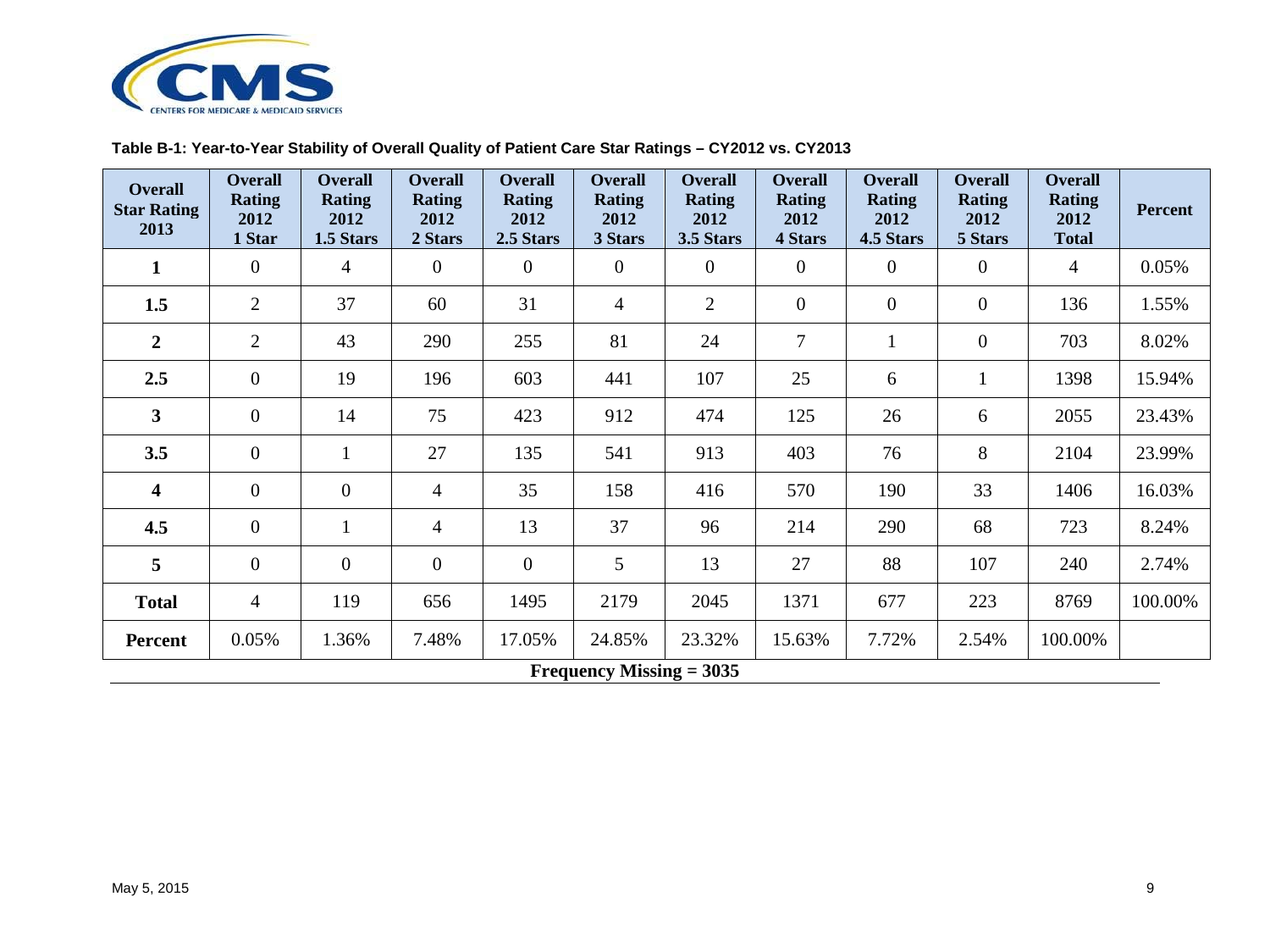**Table B-1: Year-to-Year Stability of Overall Quality of Patient Care Star Ratings – CY2012 vs. CY2013**

| Overall Star Rating 2013 | Overall Rating 2012 1 Star | Overall Rating 2012 1.5 Stars | Overall Rating 2012 2 Stars | Overall Rating 2012 2.5 Stars | Overall Rating 2012 3 Stars | Overall Rating 2012 3.5 Stars | Overall Rating 2012 4 Stars | Overall Rating 2012 4.5 Stars | Overall Rating 2012 5 Stars | Overall Rating 2012 Total | Percent |
|---|---|---|---|---|---|---|---|---|---|---|---|
| **1** | 0 | 4 | 0 | 0 | 0 | 0 | 0 | 0 | 0 | 4 | 0.05% |
| **1.5** | 2 | 37 | 60 | 31 | 4 | 2 | 0 | 0 | 0 | 136 | 1.55% |
| **2** | 2 | 43 | 290 | 255 | 81 | 24 | 7 | 1 | 0 | 703 | 8.02% |
| **2.5** | 0 | 19 | 196 | 603 | 441 | 107 | 25 | 6 | 1 | 1398 | 15.94% |
| **3** | 0 | 14 | 75 | 423 | 912 | 474 | 125 | 26 | 6 | 2055 | 23.43% |
| **3.5** | 0 | 1 | 27 | 135 | 541 | 913 | 403 | 76 | 8 | 2104 | 23.99% |
| **4** | 0 | 0 | 4 | 35 | 158 | 416 | 570 | 190 | 33 | 1406 | 16.03% |
| **4.5** | 0 | 1 | 4 | 13 | 37 | 96 | 214 | 290 | 68 | 723 | 8.24% |
| **5** | 0 | 0 | 0 | 0 | 5 | 13 | 27 | 88 | 107 | 240 | 2.74% |
| **Total** | 4 | 119 | 656 | 1495 | 2179 | 2045 | 1371 | 677 | 223 | 8769 | 100.00% |
| **Percent** | 0.05% | 1.36% | 7.48% | 17.05% | 24.85% | 23.32% | 15.63% | 7.72% | 2.54% | 100.00% | |

**Frequency Missing = 3035**